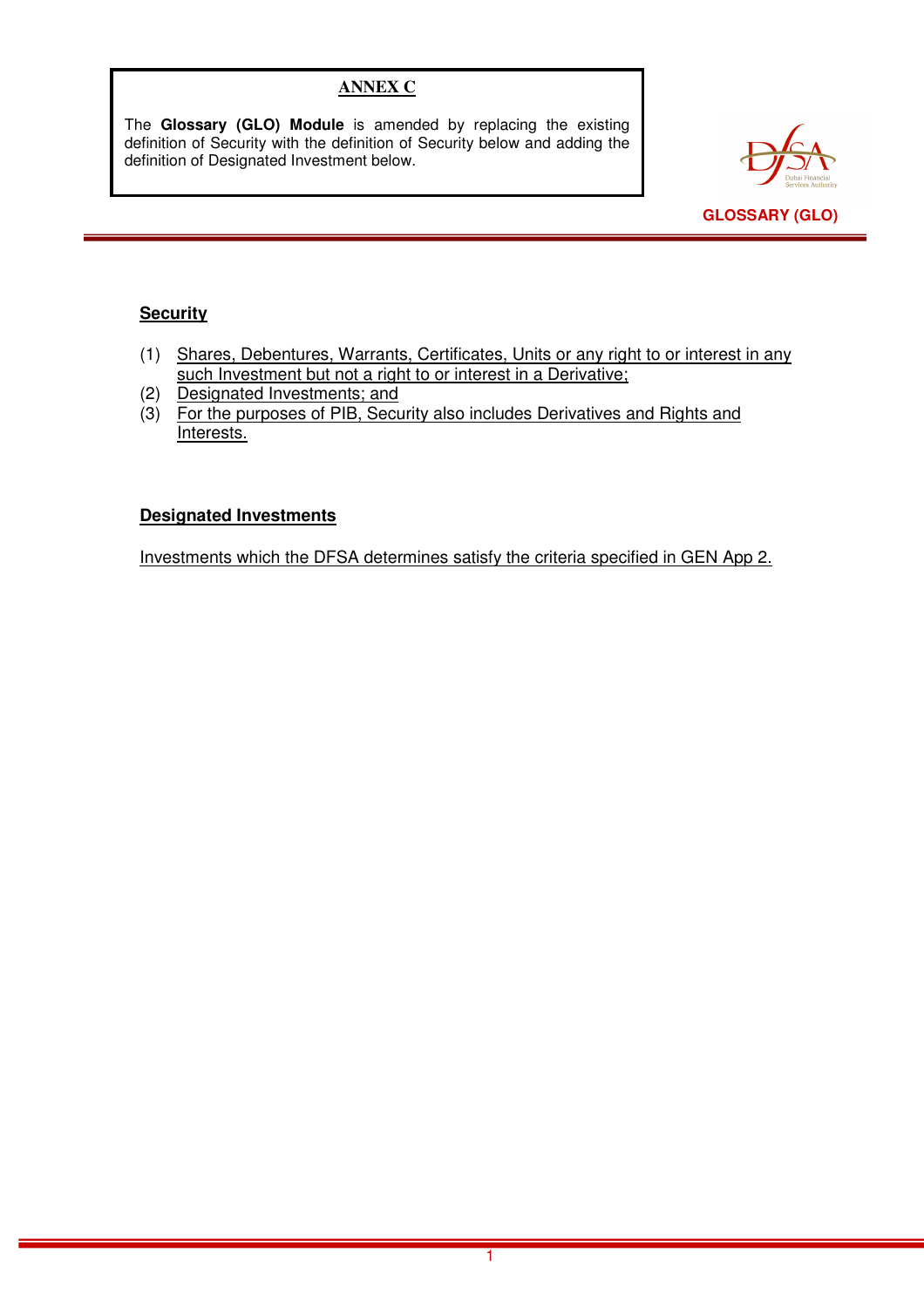## ANNEX C

The **Glossary (GLO) Module** is amended by replacing the existing definition of Security with the definition of Security below and adding the definition of Designated Investment below.

**GLOSSARY (GLO)**

**Security**

(1) Shares, Debentures, Warrants, Certificates, Units or any right to or interest in any such Investment but not a right to or interest in a Derivative;
(2) Designated Investments; and
(3) For the purposes of PIB, Security also includes Derivatives and Rights and Interests.

**Designated Investments**

Investments which the DFSA determines satisfy the criteria specified in GEN App 2.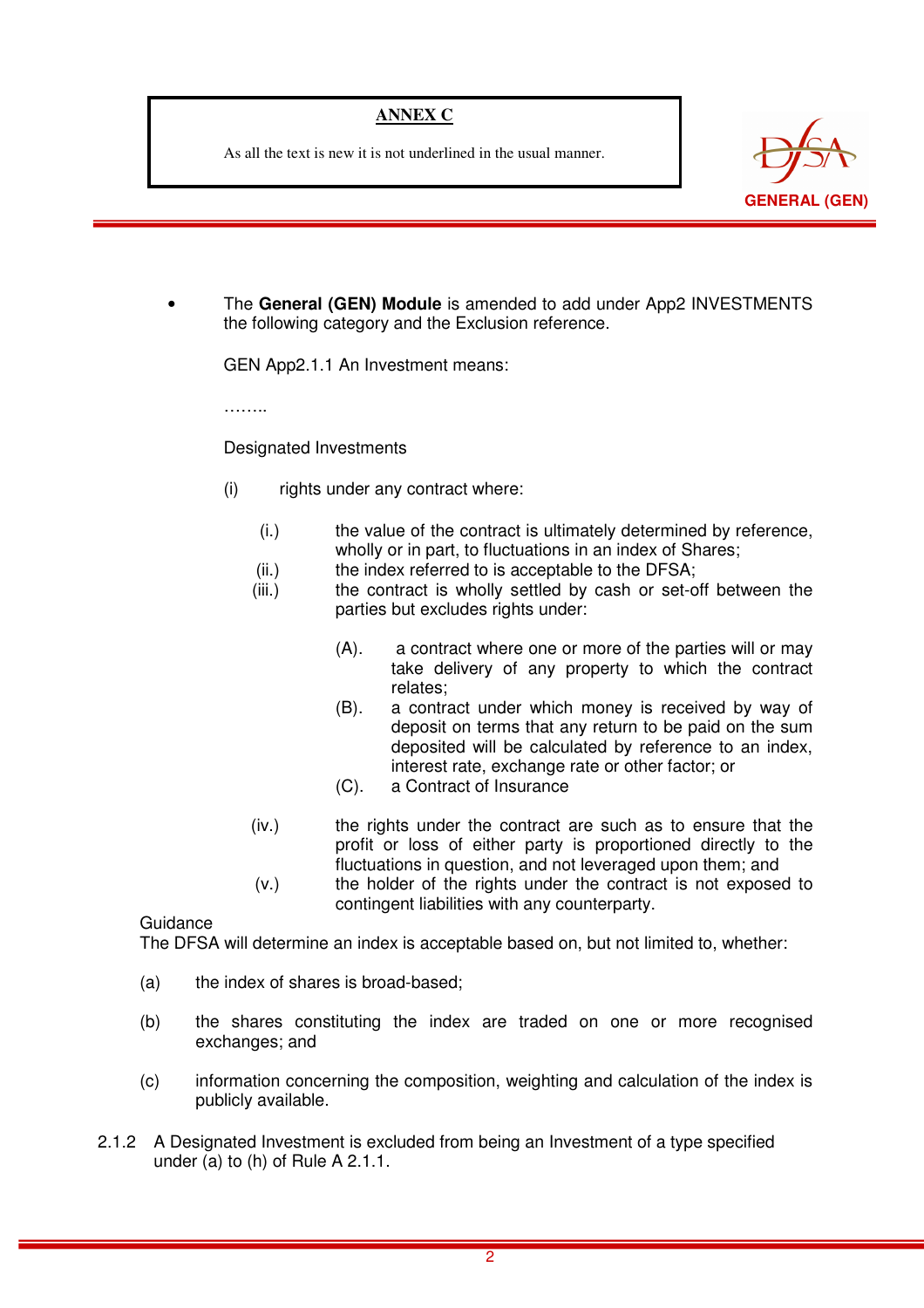**ANNEX C**

As all the text is new it is not underlined in the usual manner.

GENERAL (GEN)

- The **General (GEN) Module** is amended to add under App2 INVESTMENTS the following category and the Exclusion reference.

GEN App2.1.1 An Investment means:

……..

Designated Investments

(i) rights under any contract where:

- (i.) the value of the contract is ultimately determined by reference, wholly or in part, to fluctuations in an index of Shares;
- (ii.) the index referred to is acceptable to the DFSA;
- (iii.) the contract is wholly settled by cash or set-off between the parties but excludes rights under:
  - (A). a contract where one or more of the parties will or may take delivery of any property to which the contract relates;
  - (B). a contract under which money is received by way of deposit on terms that any return to be paid on the sum deposited will be calculated by reference to an index, interest rate, exchange rate or other factor; or
  - (C). a Contract of Insurance
- (iv.) the rights under the contract are such as to ensure that the profit or loss of either party is proportioned directly to the fluctuations in question, and not leveraged upon them; and
- (v.) the holder of the rights under the contract is not exposed to contingent liabilities with any counterparty.

Guidance

The DFSA will determine an index is acceptable based on, but not limited to, whether:

(a) the index of shares is broad-based;

(b) the shares constituting the index are traded on one or more recognised exchanges; and

(c) information concerning the composition, weighting and calculation of the index is publicly available.

2.1.2 A Designated Investment is excluded from being an Investment of a type specified under (a) to (h) of Rule A 2.1.1.